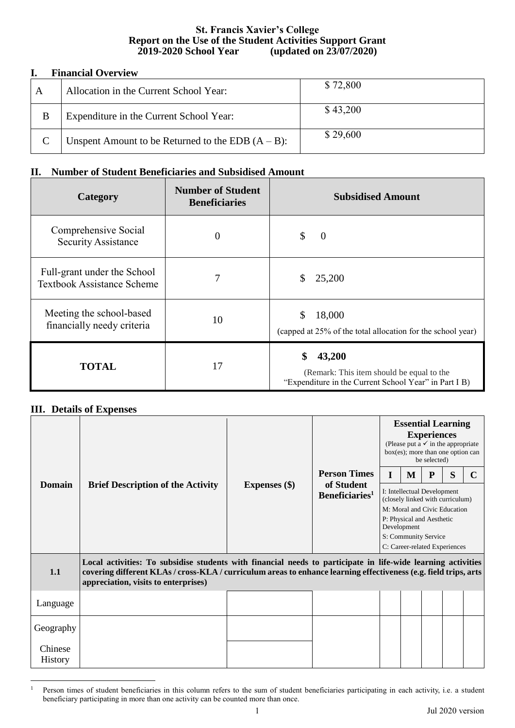**St. Francis Xavier's College**
**Report on the Use of the Student Activities Support Grant**
**2019-2020 School Year (updated on 23/07/2020)**

## I. Financial Overview

| | | |
|---|---|---|
| A | Allocation in the Current School Year: | $ 72,800 |
| B | Expenditure in the Current School Year: | $ 43,200 |
| C | Unspent Amount to be Returned to the EDB (A – B): | $ 29,600 |

## II. Number of Student Beneficiaries and Subsidised Amount

| Category | Number of Student Beneficiaries | Subsidised Amount |
|---|---|---|
| Comprehensive Social Security Assistance | 0 | $ 0 |
| Full-grant under the School Textbook Assistance Scheme | 7 | $ 25,200 |
| Meeting the school-based financially needy criteria | 10 | $ 18,000 (capped at 25% of the total allocation for the school year) |
| **TOTAL** | 17 | **$ 43,200** (Remark: This item should be equal to the "Expenditure in the Current School Year" in Part I B) |

## III. Details of Expenses

| Domain | Brief Description of the Activity | Expenses ($) | Person Times of Student Beneficiaries[1] | Essential Learning Experiences (Please put a ✓ in the appropriate box(es); more than one option can be selected) I: Intellectual Development (closely linked with curriculum) M: Moral and Civic Education P: Physical and Aesthetic Development S: Community Service C: Career-related Experiences | | | | |
|---|---|---|---|---|---|---|---|---|
| | | | | **I** | **M** | **P** | **S** | **C** |
| **1.1** | **Local activities: To subsidise students with financial needs to participate in life-wide learning activities covering different KLAs / cross-KLA / curriculum areas to enhance learning effectiveness (e.g. field trips, arts appreciation, visits to enterprises)** | | | | | | | |
| Language | | | | | | | | |
| Geography | | | | | | | | |
| Chinese History | | | | | | | | |

[1] Person times of student beneficiaries in this column refers to the sum of student beneficiaries participating in each activity, i.e. a student beneficiary participating in more than one activity can be counted more than once.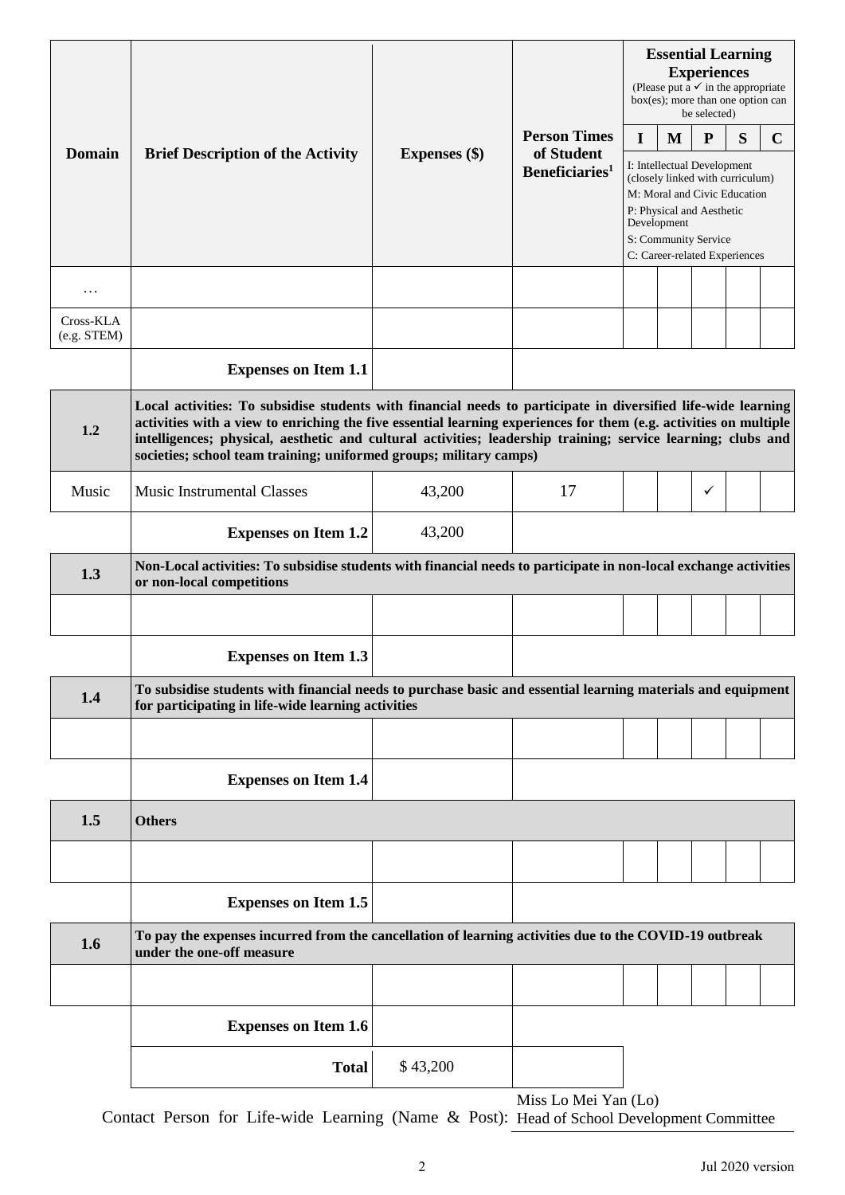| Domain | Brief Description of the Activity | Expenses ($) | Person Times of Student Beneficiaries[1] | Essential Learning Experiences (Please put a ✓ in the appropriate box(es); more than one option can be selected) | | | | |
|---|---|---|---|---|---|---|---|---|
| | | | | I | M | P | S | C |
| | | | | I: Intellectual Development (closely linked with curriculum)<br>M: Moral and Civic Education<br>P: Physical and Aesthetic Development<br>S: Community Service<br>C: Career-related Experiences | | | | |
| … | | | | | | | | |
| Cross-KLA (e.g. STEM) | | | | | | | | |
| | **Expenses on Item 1.1** | | | | | | | |
| **1.2** | **Local activities: To subsidise students with financial needs to participate in diversified life-wide learning activities with a view to enriching the five essential learning experiences for them (e.g. activities on multiple intelligences; physical, aesthetic and cultural activities; leadership training; service learning; clubs and societies; school team training; uniformed groups; military camps)** | | | | | | | |
| Music | Music Instrumental Classes | 43,200 | 17 | | | ✓ | | |
| | **Expenses on Item 1.2** | 43,200 | | | | | | |
| **1.3** | **Non-Local activities: To subsidise students with financial needs to participate in non-local exchange activities or non-local competitions** | | | | | | | |
| | | | | | | | | |
| | **Expenses on Item 1.3** | | | | | | | |
| **1.4** | **To subsidise students with financial needs to purchase basic and essential learning materials and equipment for participating in life-wide learning activities** | | | | | | | |
| | | | | | | | | |
| | **Expenses on Item 1.4** | | | | | | | |
| **1.5** | **Others** | | | | | | | |
| | | | | | | | | |
| | **Expenses on Item 1.5** | | | | | | | |
| **1.6** | **To pay the expenses incurred from the cancellation of learning activities due to the COVID-19 outbreak under the one-off measure** | | | | | | | |
| | | | | | | | | |
| | **Expenses on Item 1.6** | | | | | | | |
| | **Total** | $ 43,200 | | | | | | |

Contact Person for Life-wide Learning (Name & Post): Miss Lo Mei Yan (Lo) Head of School Development Committee

Jul 2020 version